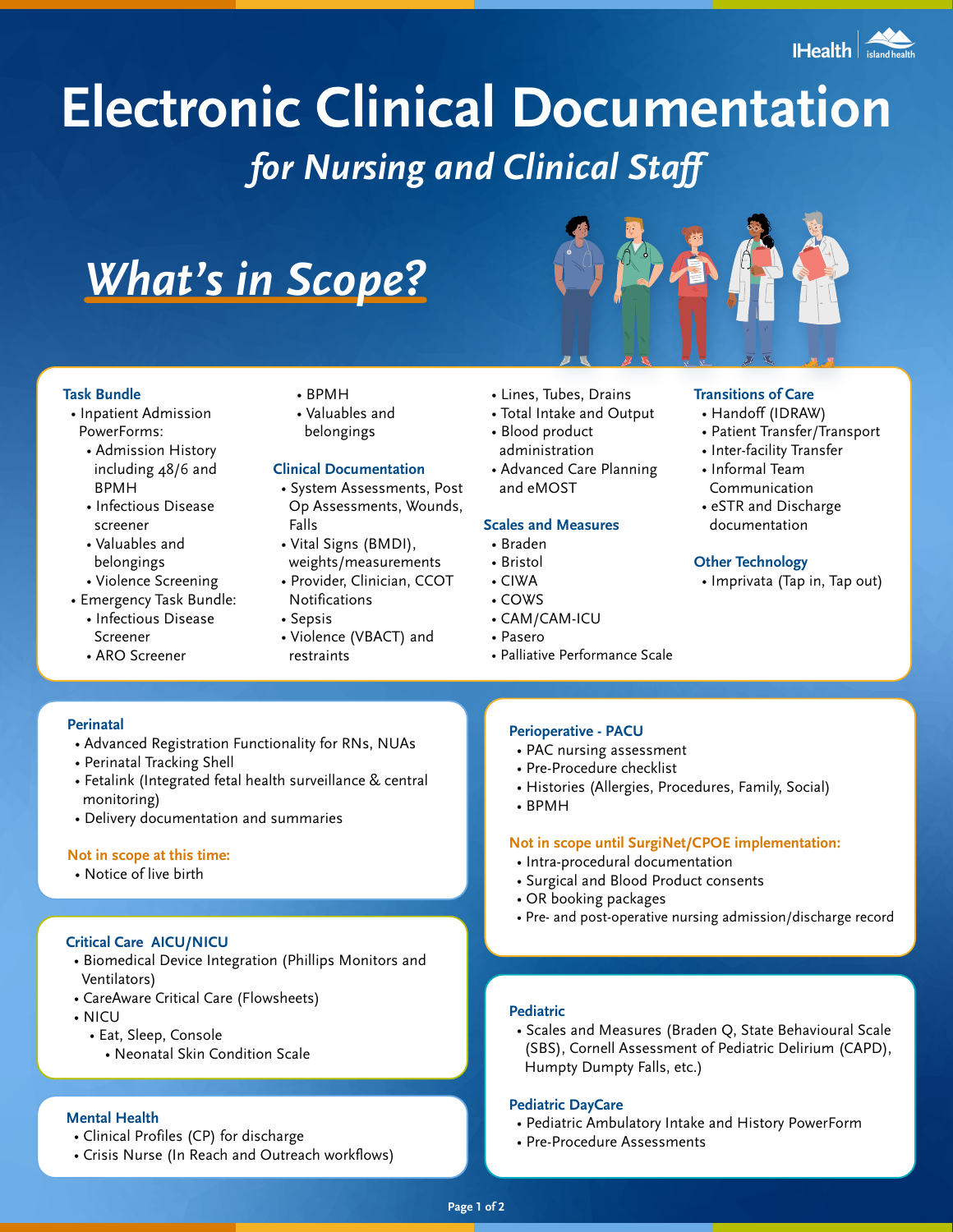# Electronic Clinical Documentation

## *for Nursing and Clinical Staff*

## *What's in Scope?*

### Task Bundle

- Inpatient Admission PowerForms:
  - Admission History including 48/6 and BPMH
  - Infectious Disease screener
  - Valuables and belongings
  - Violence Screening
- Emergency Task Bundle:
  - Infectious Disease Screener
  - ARO Screener
  - BPMH
  - Valuables and belongings

### Clinical Documentation

- System Assessments, Post Op Assessments, Wounds, Falls
- Vital Signs (BMDI), weights/measurements
- Provider, Clinician, CCOT Notifications
- Sepsis
- Violence (VBACT) and restraints
- Lines, Tubes, Drains
- Total Intake and Output
- Blood product administration
- Advanced Care Planning and eMOST

### Scales and Measures

- Braden
- Bristol
- CIWA
- COWS
- CAM/CAM-ICU
- Pasero
- Palliative Performance Scale

### Transitions of Care

- Handoff (IDRAW)
- Patient Transfer/Transport
- Inter-facility Transfer
- Informal Team Communication
- eSTR and Discharge documentation

### Other Technology

- Imprivata (Tap in, Tap out)

### Perinatal

- Advanced Registration Functionality for RNs, NUAs
- Perinatal Tracking Shell
- Fetalink (Integrated fetal health surveillance & central monitoring)
- Delivery documentation and summaries

**Not in scope at this time:**

- Notice of live birth

### Critical Care AICU/NICU

- Biomedical Device Integration (Phillips Monitors and Ventilators)
- CareAware Critical Care (Flowsheets)
- NICU
  - Eat, Sleep, Console
    - Neonatal Skin Condition Scale

### Mental Health

- Clinical Profiles (CP) for discharge
- Crisis Nurse (In Reach and Outreach workflows)

### Perioperative - PACU

- PAC nursing assessment
- Pre-Procedure checklist
- Histories (Allergies, Procedures, Family, Social)
- BPMH

**Not in scope until SurgiNet/CPOE implementation:**

- Intra-procedural documentation
- Surgical and Blood Product consents
- OR booking packages
- Pre- and post-operative nursing admission/discharge record

### Pediatric

- Scales and Measures (Braden Q, State Behavioural Scale (SBS), Cornell Assessment of Pediatric Delirium (CAPD), Humpty Dumpty Falls, etc.)

### Pediatric DayCare

- Pediatric Ambulatory Intake and History PowerForm
- Pre-Procedure Assessments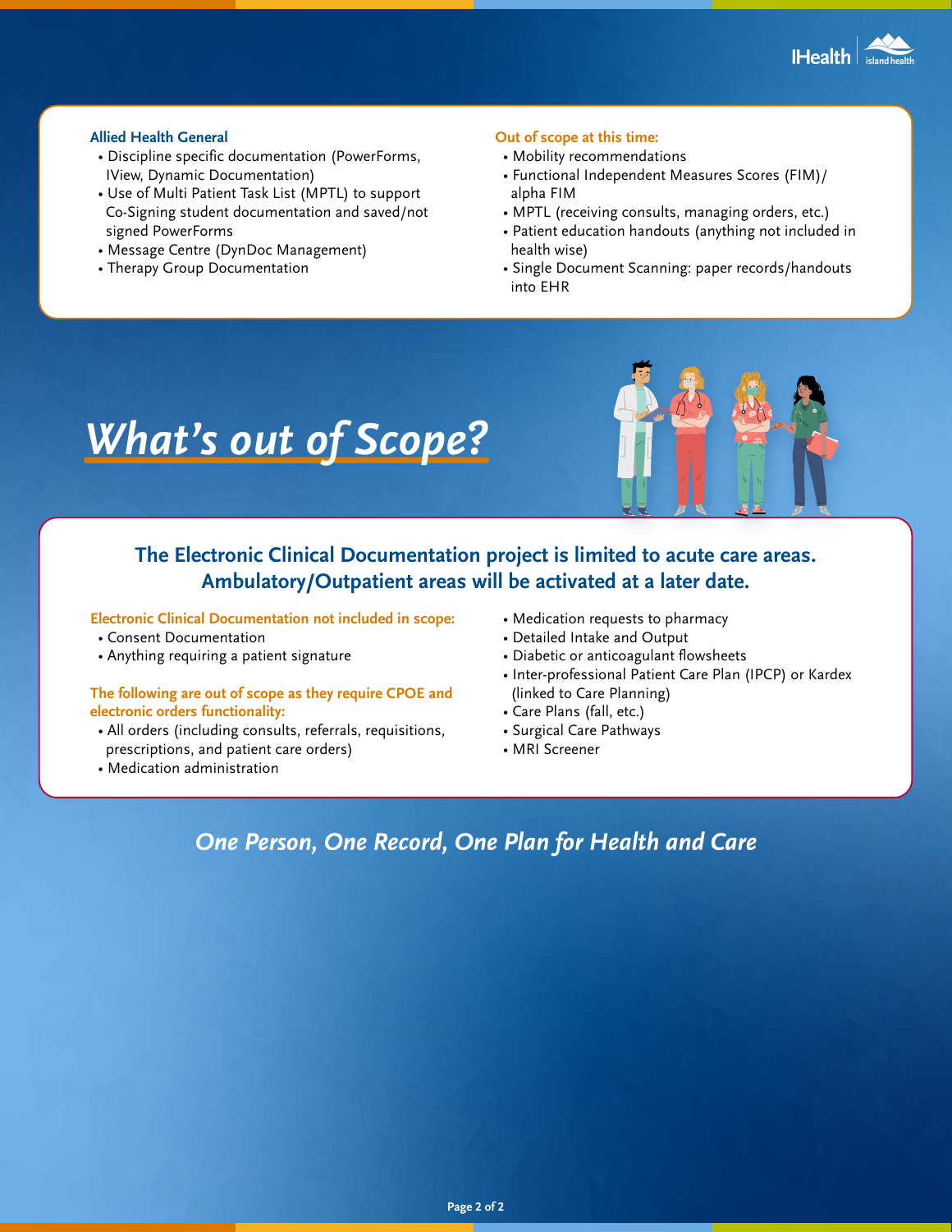### Allied Health General

- Discipline specific documentation (PowerForms, IView, Dynamic Documentation)
- Use of Multi Patient Task List (MPTL) to support Co-Signing student documentation and saved/not signed PowerForms
- Message Centre (DynDoc Management)
- Therapy Group Documentation

### Out of scope at this time:

- Mobility recommendations
- Functional Independent Measures Scores (FIM)/ alpha FIM
- MPTL (receiving consults, managing orders, etc.)
- Patient education handouts (anything not included in health wise)
- Single Document Scanning: paper records/handouts into EHR

# What's out of Scope?

## The Electronic Clinical Documentation project is limited to acute care areas. Ambulatory/Outpatient areas will be activated at a later date.

### Electronic Clinical Documentation not included in scope:

- Consent Documentation
- Anything requiring a patient signature

### The following are out of scope as they require CPOE and electronic orders functionality:

- All orders (including consults, referrals, requisitions, prescriptions, and patient care orders)
- Medication administration
- Medication requests to pharmacy
- Detailed Intake and Output
- Diabetic or anticoagulant flowsheets
- Inter-professional Patient Care Plan (IPCP) or Kardex (linked to Care Planning)
- Care Plans (fall, etc.)
- Surgical Care Pathways
- MRI Screener

*One Person, One Record, One Plan for Health and Care*